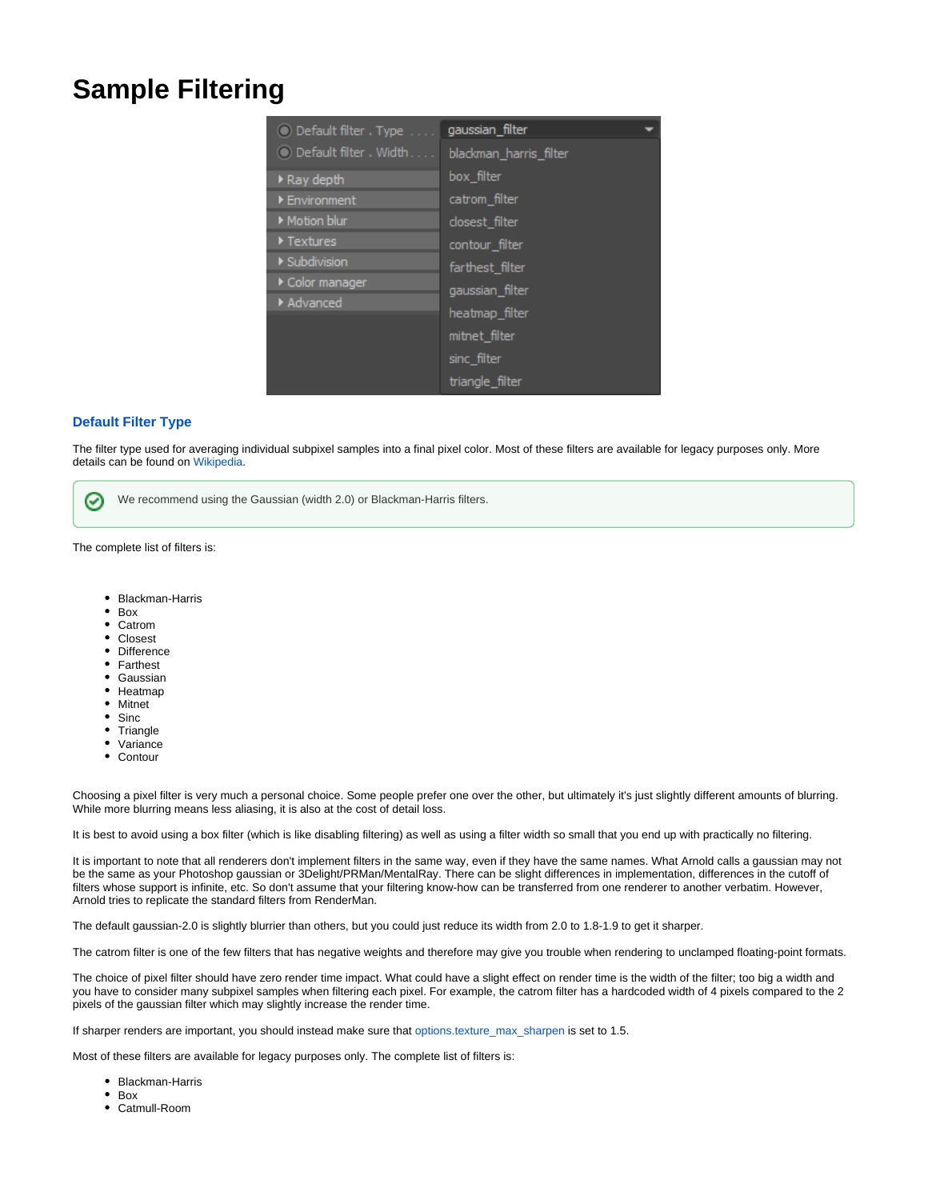# Sample Filtering

### Default Filter Type

The filter type used for averaging individual subpixel samples into a final pixel color. Most of these filters are available for legacy purposes only. More details can be found on Wikipedia.

> We recommend using the Gaussian (width 2.0) or Blackman-Harris filters.

The complete list of filters is:

- Blackman-Harris
- Box
- Catrom
- Closest
- Difference
- Farthest
- Gaussian
- Heatmap
- Mitnet
- Sinc
- Triangle
- Variance
- Contour

Choosing a pixel filter is very much a personal choice. Some people prefer one over the other, but ultimately it's just slightly different amounts of blurring. While more blurring means less aliasing, it is also at the cost of detail loss.

It is best to avoid using a box filter (which is like disabling filtering) as well as using a filter width so small that you end up with practically no filtering.

It is important to note that all renderers don't implement filters in the same way, even if they have the same names. What Arnold calls a gaussian may not be the same as your Photoshop gaussian or 3Delight/PRMan/MentalRay. There can be slight differences in implementation, differences in the cutoff of filters whose support is infinite, etc. So don't assume that your filtering know-how can be transferred from one renderer to another verbatim. However, Arnold tries to replicate the standard filters from RenderMan.

The default gaussian-2.0 is slightly blurrier than others, but you could just reduce its width from 2.0 to 1.8-1.9 to get it sharper.

The catrom filter is one of the few filters that has negative weights and therefore may give you trouble when rendering to unclamped floating-point formats.

The choice of pixel filter should have zero render time impact. What could have a slight effect on render time is the width of the filter; too big a width and you have to consider many subpixel samples when filtering each pixel. For example, the catrom filter has a hardcoded width of 4 pixels compared to the 2 pixels of the gaussian filter which may slightly increase the render time.

If sharper renders are important, you should instead make sure that options.texture_max_sharpen is set to 1.5.

Most of these filters are available for legacy purposes only. The complete list of filters is:

- Blackman-Harris
- Box
- Catmull-Room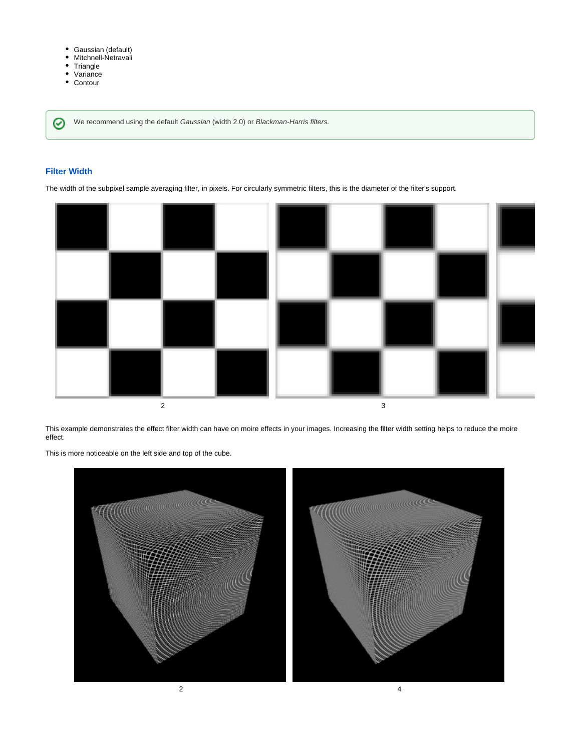- Gaussian (default)
- Mitchnell-Netravali
- Triangle
- Variance
- Contour

We recommend using the default *Gaussian* (width 2.0) or *Blackman-Harris filters.*

### Filter Width

The width of the subpixel sample averaging filter, in pixels. For circularly symmetric filters, this is the diameter of the filter's support.

2

3

This example demonstrates the effect filter width can have on moire effects in your images. Increasing the filter width setting helps to reduce the moire effect.

This is more noticeable on the left side and top of the cube.

2

4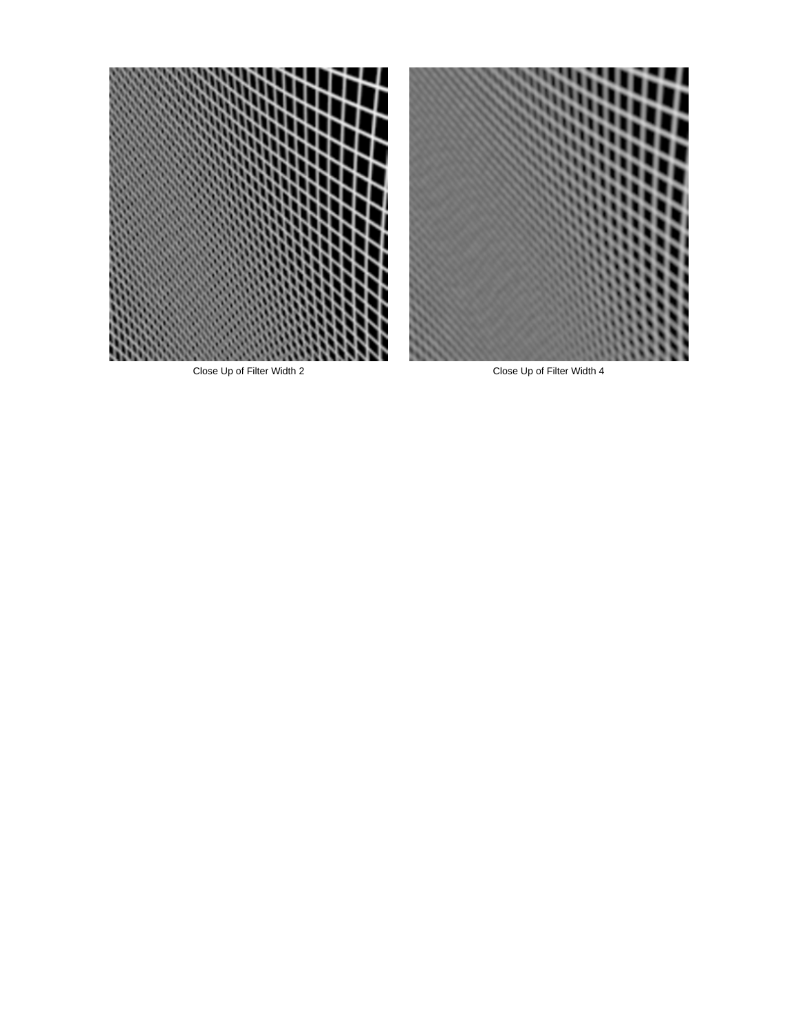Close Up of Filter Width 2

Close Up of Filter Width 4